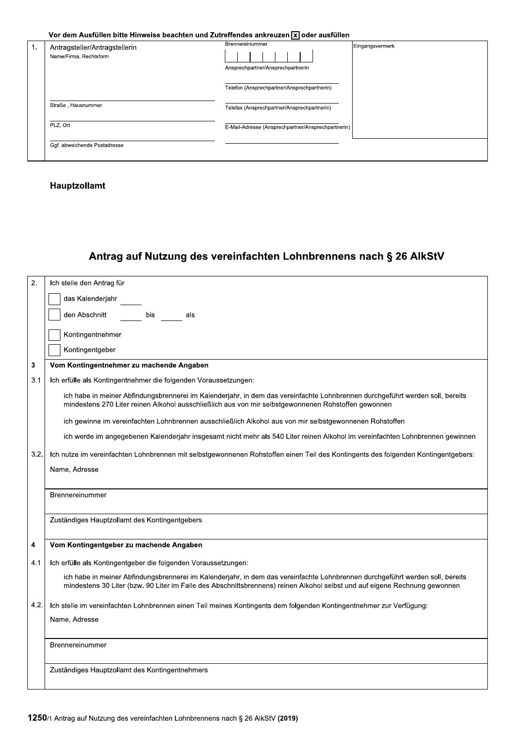**Vor dem Ausfüllen bitte Hinweise beachten und Zutreffendes ankreuzen [x] oder ausfüllen**

| 1. | Antragsteller/Antragstellerin<br>Name/Firma, Rechtsform | Brennereinummer | Eingangsvermerk |
|---|---|---|---|
| | | Ansprechpartner/Ansprechpartnerin | |
| | | Telefon (Ansprechpartner/Ansprechpartnerin) | |
| | Straße , Hausnummer | Telefax (Ansprechpartner/Ansprechpartnerin) | |
| | PLZ, Ort | E-Mail-Adresse (Ansprechpartner/Ansprechpartnerin) | |
| | Ggf. abweichende Postadresse | | |

**Hauptzollamt**

## Antrag auf Nutzung des vereinfachten Lohnbrennens nach § 26 AlkStV

| | |
|---|---|
| 2. | Ich stelle den Antrag für<br>☐ das Kalenderjahr ______<br>☐ den Abschnitt ______ bis ______ als<br>☐ Kontingentnehmer<br>☐ Kontingentgeber |
| **3** | **Vom Kontingentnehmer zu machende Angaben** |
| 3.1 | Ich erfülle als Kontingentnehmer die folgenden Voraussetzungen:<br>ich habe in meiner Abfindungsbrennerei im Kalenderjahr, in dem das vereinfachte Lohnbrennen durchgeführt werden soll, bereits mindestens 270 Liter reinen Alkohol ausschließlich aus von mir selbstgewonnenen Rohstoffen gewonnen<br>ich gewinne im vereinfachten Lohnbrennen ausschließlich Alkohol aus von mir selbstgewonnenen Rohstoffen<br>ich werde im angegebenen Kalenderjahr insgesamt nicht mehr als 540 Liter reinen Alkohol im vereinfachten Lohnbrennen gewinnen |
| 3.2. | Ich nutze im vereinfachten Lohnbrennen mit selbstgewonnenen Rohstoffen einen Teil des Kontingents des folgenden Kontingentgebers:<br>Name, Adresse |
| | Brennereinummer |
| | Zuständiges Hauptzollamt des Kontingentgebers |
| **4** | **Vom Kontingentgeber zu machende Angaben** |
| 4.1 | Ich erfülle als Kontingentgeber die folgenden Voraussetzungen:<br>ich habe in meiner Abfindungsbrennerei im Kalenderjahr, in dem das vereinfachte Lohnbrennen durchgeführt werden soll, bereits mindestens 30 Liter (bzw. 90 Liter im Falle des Abschnittsbrennens) reinen Alkohol selbst und auf eigene Rechnung gewonnen |
| 4.2. | Ich stelle im vereinfachten Lohnbrennen einen Teil meines Kontingents dem folgenden Kontingentnehmer zur Verfügung:<br>Name, Adresse |
| | Brennereinummer |
| | Zuständiges Hauptzollamt des Kontingentnehmers |

**1250**/1 Antrag auf Nutzung des vereinfachten Lohnbrennens nach § 26 AlkStV **(2019)**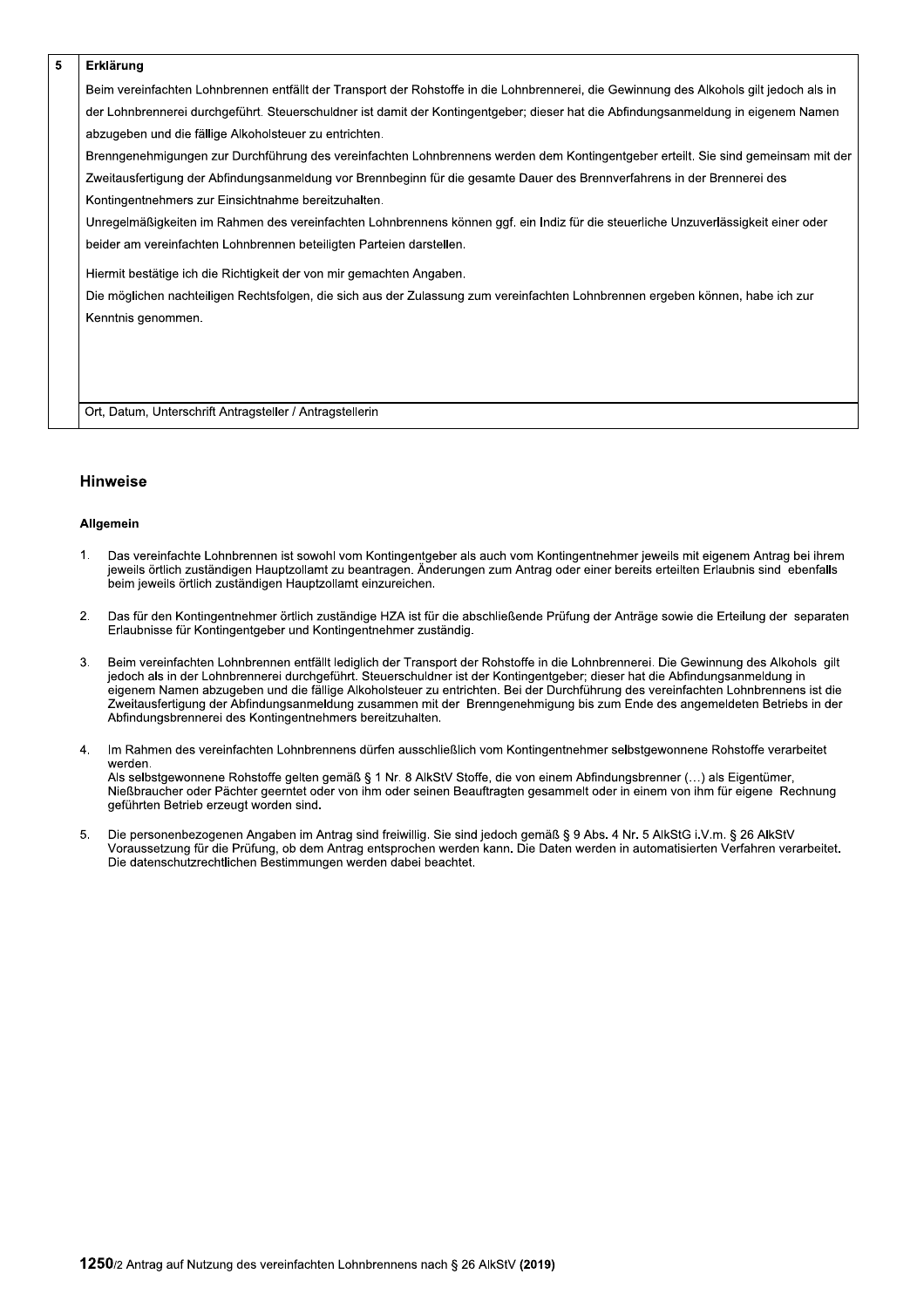## 5 Erklärung

Beim vereinfachten Lohnbrennen entfällt der Transport der Rohstoffe in die Lohnbrennerei, die Gewinnung des Alkohols gilt jedoch als in der Lohnbrennerei durchgeführt. Steuerschuldner ist damit der Kontingentgeber; dieser hat die Abfindungsanmeldung in eigenem Namen abzugeben und die fällige Alkoholsteuer zu entrichten.

Brenngenehmigungen zur Durchführung des vereinfachten Lohnbrennens werden dem Kontingentgeber erteilt. Sie sind gemeinsam mit der Zweitausfertigung der Abfindungsanmeldung vor Brennbeginn für die gesamte Dauer des Brennverfahrens in der Brennerei des Kontingentnehmers zur Einsichtnahme bereitzuhalten.

Unregelmäßigkeiten im Rahmen des vereinfachten Lohnbrennens können ggf. ein Indiz für die steuerliche Unzuverlässigkeit einer oder beider am vereinfachten Lohnbrennen beteiligten Parteien darstellen.

Hiermit bestätige ich die Richtigkeit der von mir gemachten Angaben.

Die möglichen nachteiligen Rechtsfolgen, die sich aus der Zulassung zum vereinfachten Lohnbrennen ergeben können, habe ich zur Kenntnis genommen.

Ort, Datum, Unterschrift Antragsteller / Antragstellerin

## Hinweise

### Allgemein

1. Das vereinfachte Lohnbrennen ist sowohl vom Kontingentgeber als auch vom Kontingentnehmer jeweils mit eigenem Antrag bei ihrem jeweils örtlich zuständigen Hauptzollamt zu beantragen. Änderungen zum Antrag oder einer bereits erteilten Erlaubnis sind ebenfalls beim jeweils örtlich zuständigen Hauptzollamt einzureichen.

2. Das für den Kontingentnehmer örtlich zuständige HZA ist für die abschließende Prüfung der Anträge sowie die Erteilung der separaten Erlaubnisse für Kontingentgeber und Kontingentnehmer zuständig.

3. Beim vereinfachten Lohnbrennen entfällt lediglich der Transport der Rohstoffe in die Lohnbrennerei. Die Gewinnung des Alkohols gilt jedoch als in der Lohnbrennerei durchgeführt. Steuerschuldner ist der Kontingentgeber; dieser hat die Abfindungsanmeldung in eigenem Namen abzugeben und die fällige Alkoholsteuer zu entrichten. Bei der Durchführung des vereinfachten Lohnbrennens ist die Zweitausfertigung der Abfindungsanmeldung zusammen mit der Brenngenehmigung bis zum Ende des angemeldeten Betriebs in der Abfindungsbrennerei des Kontingentnehmers bereitzuhalten.

4. Im Rahmen des vereinfachten Lohnbrennens dürfen ausschließlich vom Kontingentnehmer selbstgewonnene Rohstoffe verarbeitet werden.
   Als selbstgewonnene Rohstoffe gelten gemäß § 1 Nr. 8 AlkStV Stoffe, die von einem Abfindungsbrenner (…) als Eigentümer, Nießbraucher oder Pächter geerntet oder von ihm oder seinen Beauftragten gesammelt oder in einem von ihm für eigene Rechnung geführten Betrieb erzeugt worden sind.

5. Die personenbezogenen Angaben im Antrag sind freiwillig. Sie sind jedoch gemäß § 9 Abs. 4 Nr. 5 AlkStG i.V.m. § 26 AlkStV Voraussetzung für die Prüfung, ob dem Antrag entsprochen werden kann. Die Daten werden in automatisierten Verfahren verarbeitet. Die datenschutzrechtlichen Bestimmungen werden dabei beachtet.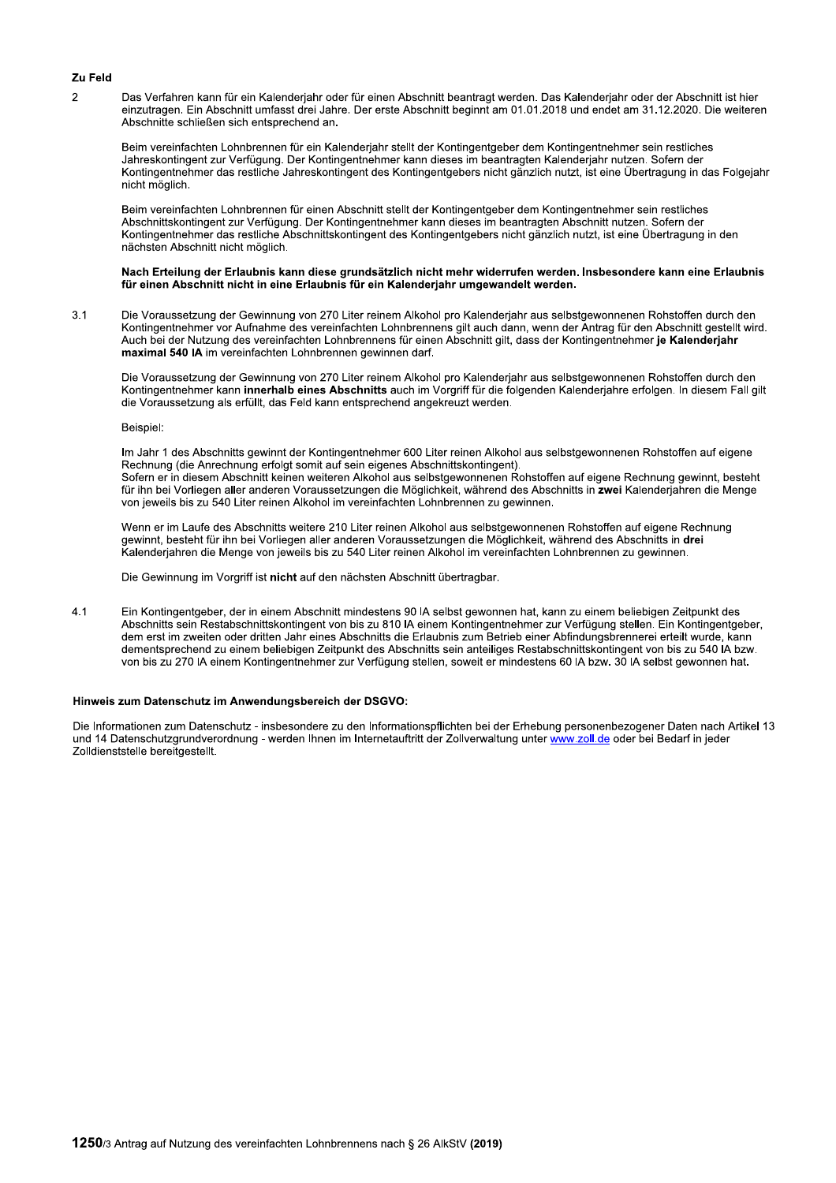**Zu Feld**

2 Das Verfahren kann für ein Kalenderjahr oder für einen Abschnitt beantragt werden. Das Kalenderjahr oder der Abschnitt ist hier einzutragen. Ein Abschnitt umfasst drei Jahre. Der erste Abschnitt beginnt am 01.01.2018 und endet am 31.12.2020. Die weiteren Abschnitte schließen sich entsprechend an.

Beim vereinfachten Lohnbrennen für ein Kalenderjahr stellt der Kontingentgeber dem Kontingentnehmer sein restliches Jahreskontingent zur Verfügung. Der Kontingentnehmer kann dieses im beantragten Kalenderjahr nutzen. Sofern der Kontingentnehmer das restliche Jahreskontingent des Kontingentgebers nicht gänzlich nutzt, ist eine Übertragung in das Folgejahr nicht möglich.

Beim vereinfachten Lohnbrennen für einen Abschnitt stellt der Kontingentgeber dem Kontingentnehmer sein restliches Abschnittskontingent zur Verfügung. Der Kontingentnehmer kann dieses im beantragten Abschnitt nutzen. Sofern der Kontingentnehmer das restliche Abschnittskontingent des Kontingentgebers nicht gänzlich nutzt, ist eine Übertragung in den nächsten Abschnitt nicht möglich.

**Nach Erteilung der Erlaubnis kann diese grundsätzlich nicht mehr widerrufen werden. Insbesondere kann eine Erlaubnis für einen Abschnitt nicht in eine Erlaubnis für ein Kalenderjahr umgewandelt werden.**

3.1 Die Voraussetzung der Gewinnung von 270 Liter reinem Alkohol pro Kalenderjahr aus selbstgewonnenen Rohstoffen durch den Kontingentnehmer vor Aufnahme des vereinfachten Lohnbrennens gilt auch dann, wenn der Antrag für den Abschnitt gestellt wird. Auch bei der Nutzung des vereinfachten Lohnbrennens für einen Abschnitt gilt, dass der Kontingentnehmer **je Kalenderjahr maximal 540 lA** im vereinfachten Lohnbrennen gewinnen darf.

Die Voraussetzung der Gewinnung von 270 Liter reinem Alkohol pro Kalenderjahr aus selbstgewonnenen Rohstoffen durch den Kontingentnehmer kann **innerhalb eines Abschnitts** auch im Vorgriff für die folgenden Kalenderjahre erfolgen. In diesem Fall gilt die Voraussetzung als erfüllt, das Feld kann entsprechend angekreuzt werden.

Beispiel:

Im Jahr 1 des Abschnitts gewinnt der Kontingentnehmer 600 Liter reinen Alkohol aus selbstgewonnenen Rohstoffen auf eigene Rechnung (die Anrechnung erfolgt somit auf sein eigenes Abschnittskontingent).
Sofern er in diesem Abschnitt keinen weiteren Alkohol aus selbstgewonnenen Rohstoffen auf eigene Rechnung gewinnt, besteht für ihn bei Vorliegen aller anderen Voraussetzungen die Möglichkeit, während des Abschnitts in **zwei** Kalenderjahren die Menge von jeweils bis zu 540 Liter reinen Alkohol im vereinfachten Lohnbrennen zu gewinnen.

Wenn er im Laufe des Abschnitts weitere 210 Liter reinen Alkohol aus selbstgewonnenen Rohstoffen auf eigene Rechnung gewinnt, besteht für ihn bei Vorliegen aller anderen Voraussetzungen die Möglichkeit, während des Abschnitts in **drei** Kalenderjahren die Menge von jeweils bis zu 540 Liter reinen Alkohol im vereinfachten Lohnbrennen zu gewinnen.

Die Gewinnung im Vorgriff ist **nicht** auf den nächsten Abschnitt übertragbar.

4.1 Ein Kontingentgeber, der in einem Abschnitt mindestens 90 lA selbst gewonnen hat, kann zu einem beliebigen Zeitpunkt des Abschnitts sein Restabschnittskontingent von bis zu 810 lA einem Kontingentnehmer zur Verfügung stellen. Ein Kontingentgeber, dem erst im zweiten oder dritten Jahr eines Abschnitts die Erlaubnis zum Betrieb einer Abfindungsbrennerei erteilt wurde, kann dementsprechend zu einem beliebigen Zeitpunkt des Abschnitts sein anteiliges Restabschnittskontingent von bis zu 540 lA bzw. von bis zu 270 lA einem Kontingentnehmer zur Verfügung stellen, soweit er mindestens 60 lA bzw. 30 lA selbst gewonnen hat.

**Hinweis zum Datenschutz im Anwendungsbereich der DSGVO:**

Die Informationen zum Datenschutz - insbesondere zu den Informationspflichten bei der Erhebung personenbezogener Daten nach Artikel 13 und 14 Datenschutzgrundverordnung - werden Ihnen im Internetauftritt der Zollverwaltung unter www.zoll.de oder bei Bedarf in jeder Zolldienststelle bereitgestellt.